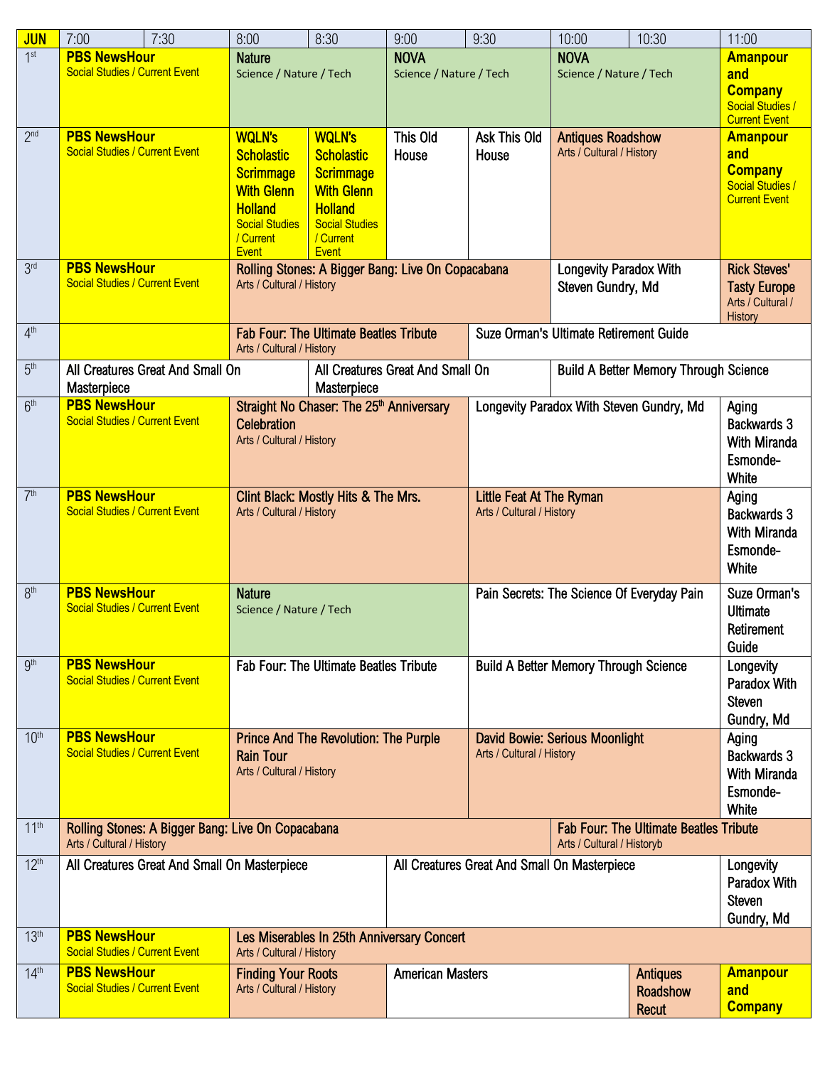| JUN | 7:00 | 7:30 | 8:00 | 8:30 | 9:00 | 9:30 | 10:00 | 10:30 | 11:00 |
|---|---|---|---|---|---|---|---|---|---|
| 1st | **PBS NewsHour** Social Studies / Current Event | | Nature Science / Nature / Tech | | NOVA Science / Nature / Tech | | NOVA Science / Nature / Tech | | **Amanpour and Company** Social Studies / Current Event |
| 2nd | **PBS NewsHour** Social Studies / Current Event | | **WQLN's Scholastic Scrimmage With Glenn Holland** Social Studies / Current Event | **WQLN's Scholastic Scrimmage With Glenn Holland** Social Studies / Current Event | This Old House | Ask This Old House | Antiques Roadshow Arts / Cultural / History | | **Amanpour and Company** Social Studies / Current Event |
| 3rd | **PBS NewsHour** Social Studies / Current Event | | Rolling Stones: A Bigger Bang: Live On Copacabana Arts / Cultural / History | | | | Longevity Paradox With Steven Gundry, Md | | Rick Steves' Tasty Europe Arts / Cultural / History |
| 4th | | | Fab Four: The Ultimate Beatles Tribute Arts / Cultural / History | | Suze Orman's Ultimate Retirement Guide | | | | |
| 5th | All Creatures Great And Small On Masterpiece | | | All Creatures Great And Small On Masterpiece | | | Build A Better Memory Through Science | | |
| 6th | **PBS NewsHour** Social Studies / Current Event | | Straight No Chaser: The 25th Anniversary Celebration Arts / Cultural / History | | Longevity Paradox With Steven Gundry, Md | | | | Aging Backwards 3 With Miranda Esmonde-White |
| 7th | **PBS NewsHour** Social Studies / Current Event | | Clint Black: Mostly Hits & The Mrs. Arts / Cultural / History | | Little Feat At The Ryman Arts / Cultural / History | | | | Aging Backwards 3 With Miranda Esmonde-White |
| 8th | **PBS NewsHour** Social Studies / Current Event | | Nature Science / Nature / Tech | | Pain Secrets: The Science Of Everyday Pain | | | | Suze Orman's Ultimate Retirement Guide |
| 9th | **PBS NewsHour** Social Studies / Current Event | | Fab Four: The Ultimate Beatles Tribute | | Build A Better Memory Through Science | | | | Longevity Paradox With Steven Gundry, Md |
| 10th | **PBS NewsHour** Social Studies / Current Event | | Prince And The Revolution: The Purple Rain Tour Arts / Cultural / History | | David Bowie: Serious Moonlight Arts / Cultural / History | | | | Aging Backwards 3 With Miranda Esmonde-White |
| 11th | Rolling Stones: A Bigger Bang: Live On Copacabana Arts / Cultural / History | | | | | | Fab Four: The Ultimate Beatles Tribute Arts / Cultural / Historyb | | |
| 12th | All Creatures Great And Small On Masterpiece | | | | All Creatures Great And Small On Masterpiece | | | | Longevity Paradox With Steven Gundry, Md |
| 13th | **PBS NewsHour** Social Studies / Current Event | | Les Miserables In 25th Anniversary Concert Arts / Cultural / History | | | | | | |
| 14th | **PBS NewsHour** Social Studies / Current Event | | Finding Your Roots Arts / Cultural / History | | American Masters | | | Antiques Roadshow Recut | **Amanpour and Company** |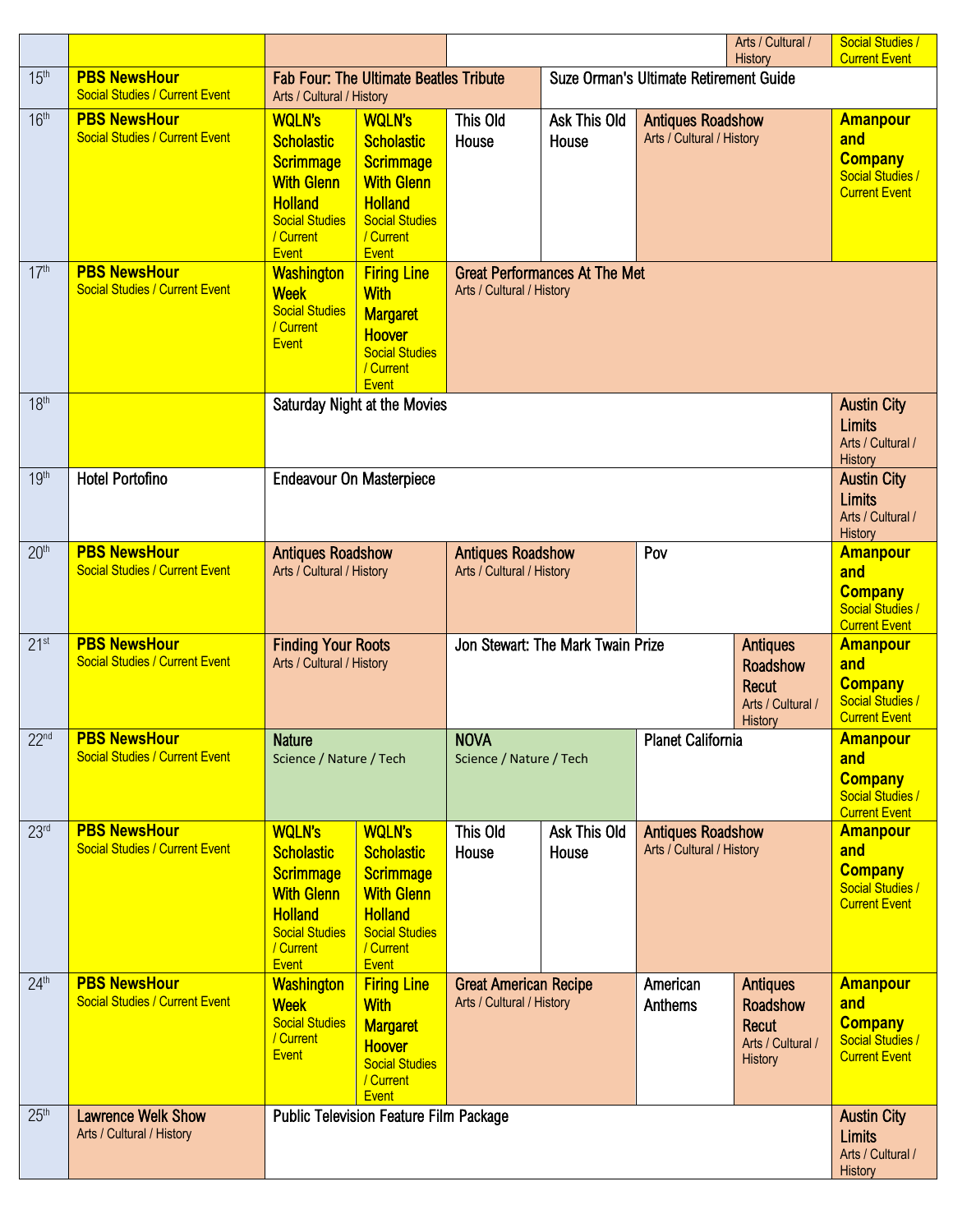| | | | | | | | |
|---|---|---|---|---|---|---|---|
| | | | | | | Arts / Cultural / History | Social Studies / Current Event |
| 15th | **PBS NewsHour** Social Studies / Current Event | Fab Four: The Ultimate Beatles Tribute Arts / Cultural / History | | Suze Orman's Ultimate Retirement Guide | | | |
| 16th | **PBS NewsHour** Social Studies / Current Event | **WQLN's Scholastic Scrimmage With Glenn Holland** Social Studies / Current Event | **WQLN's Scholastic Scrimmage With Glenn Holland** Social Studies / Current Event | This Old House | Ask This Old House | Antiques Roadshow Arts / Cultural / History | **Amanpour and Company** Social Studies / Current Event |
| 17th | **PBS NewsHour** Social Studies / Current Event | **Washington Week** Social Studies / Current Event | **Firing Line With Margaret Hoover** Social Studies / Current Event | Great Performances At The Met Arts / Cultural / History | | | |
| 18th | | Saturday Night at the Movies | | | | | Austin City Limits Arts / Cultural / History |
| 19th | Hotel Portofino | Endeavour On Masterpiece | | | | | Austin City Limits Arts / Cultural / History |
| 20th | **PBS NewsHour** Social Studies / Current Event | Antiques Roadshow Arts / Cultural / History | | Antiques Roadshow Arts / Cultural / History | | Pov | **Amanpour and Company** Social Studies / Current Event |
| 21st | **PBS NewsHour** Social Studies / Current Event | Finding Your Roots Arts / Cultural / History | | Jon Stewart: The Mark Twain Prize | | Antiques Roadshow Recut Arts / Cultural / History | **Amanpour and Company** Social Studies / Current Event |
| 22nd | **PBS NewsHour** Social Studies / Current Event | Nature Science / Nature / Tech | | NOVA Science / Nature / Tech | | Planet California | **Amanpour and Company** Social Studies / Current Event |
| 23rd | **PBS NewsHour** Social Studies / Current Event | **WQLN's Scholastic Scrimmage With Glenn Holland** Social Studies / Current Event | **WQLN's Scholastic Scrimmage With Glenn Holland** Social Studies / Current Event | This Old House | Ask This Old House | Antiques Roadshow Arts / Cultural / History | **Amanpour and Company** Social Studies / Current Event |
| 24th | **PBS NewsHour** Social Studies / Current Event | **Washington Week** Social Studies / Current Event | **Firing Line With Margaret Hoover** Social Studies / Current Event | Great American Recipe Arts / Cultural / History | | American Anthems | Antiques Roadshow Recut Arts / Cultural / History | **Amanpour and Company** Social Studies / Current Event |
| 25th | Lawrence Welk Show Arts / Cultural / History | Public Television Feature Film Package | | | | | Austin City Limits Arts / Cultural / History |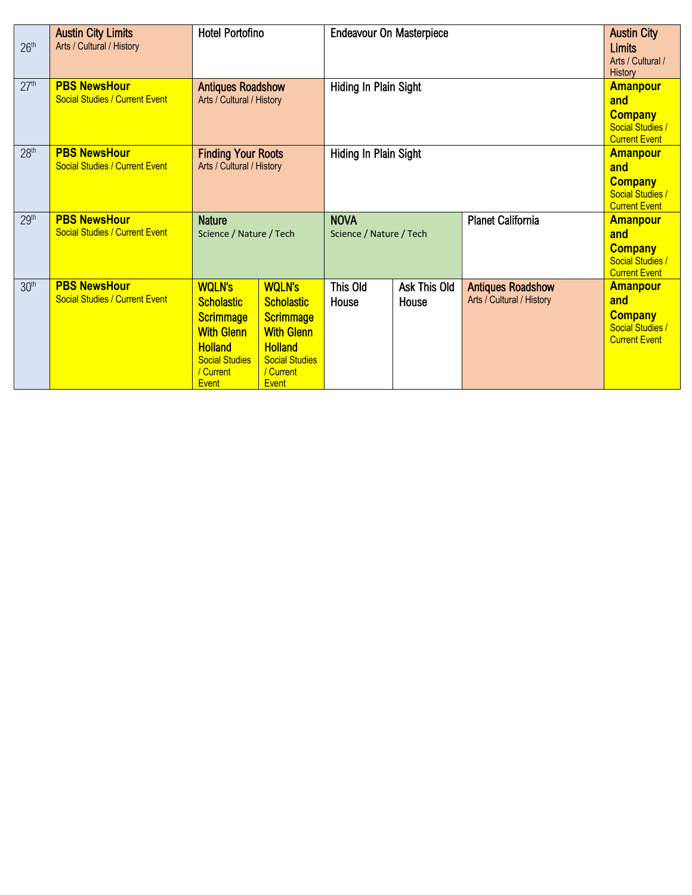| | | | | | | |
|---|---|---|---|---|---|---|
| 26th | **Austin City Limits** Arts / Cultural / History | Hotel Portofino | | Endeavour On Masterpiece | | **Austin City Limits** Arts / Cultural / History |
| 27th | **PBS NewsHour** Social Studies / Current Event | **Antiques Roadshow** Arts / Cultural / History | | Hiding In Plain Sight | | **Amanpour and Company** Social Studies / Current Event |
| 28th | **PBS NewsHour** Social Studies / Current Event | **Finding Your Roots** Arts / Cultural / History | | Hiding In Plain Sight | | **Amanpour and Company** Social Studies / Current Event |
| 29th | **PBS NewsHour** Social Studies / Current Event | **Nature** Science / Nature / Tech | | **NOVA** Science / Nature / Tech | Planet California | **Amanpour and Company** Social Studies / Current Event |
| 30th | **PBS NewsHour** Social Studies / Current Event | **WQLN's Scholastic Scrimmage With Glenn Holland** Social Studies / Current Event | **WQLN's Scholastic Scrimmage With Glenn Holland** Social Studies / Current Event | This Old House / Ask This Old House | **Antiques Roadshow** Arts / Cultural / History | **Amanpour and Company** Social Studies / Current Event |